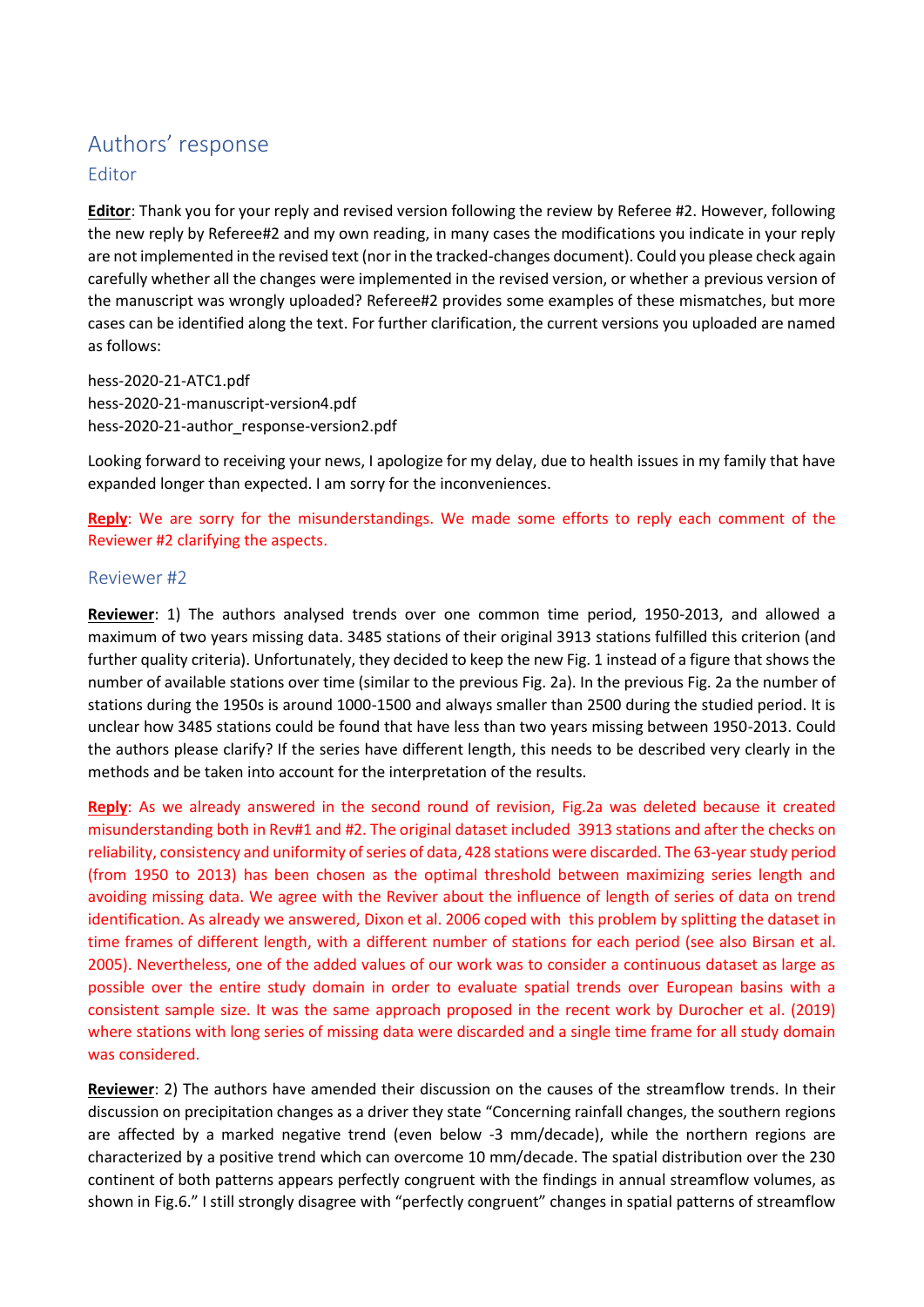# Authors' response

## Editor

**Editor**: Thank you for your reply and revised version following the review by Referee #2. However, following the new reply by Referee#2 and my own reading, in many cases the modifications you indicate in your reply are not implemented in the revised text (nor in the tracked-changes document). Could you please check again carefully whether all the changes were implemented in the revised version, or whether a previous version of the manuscript was wrongly uploaded? Referee#2 provides some examples of these mismatches, but more cases can be identified along the text. For further clarification, the current versions you uploaded are named as follows:

hess-2020-21-ATC1.pdf
hess-2020-21-manuscript-version4.pdf
hess-2020-21-author_response-version2.pdf

Looking forward to receiving your news, I apologize for my delay, due to health issues in my family that have expanded longer than expected. I am sorry for the inconveniences.

**Reply**: We are sorry for the misunderstandings. We made some efforts to reply each comment of the Reviewer #2 clarifying the aspects.

## Reviewer #2

**Reviewer**: 1) The authors analysed trends over one common time period, 1950-2013, and allowed a maximum of two years missing data. 3485 stations of their original 3913 stations fulfilled this criterion (and further quality criteria). Unfortunately, they decided to keep the new Fig. 1 instead of a figure that shows the number of available stations over time (similar to the previous Fig. 2a). In the previous Fig. 2a the number of stations during the 1950s is around 1000-1500 and always smaller than 2500 during the studied period. It is unclear how 3485 stations could be found that have less than two years missing between 1950-2013. Could the authors please clarify? If the series have different length, this needs to be described very clearly in the methods and be taken into account for the interpretation of the results.

**Reply**: As we already answered in the second round of revision, Fig.2a was deleted because it created misunderstanding both in Rev#1 and #2. The original dataset included 3913 stations and after the checks on reliability, consistency and uniformity of series of data, 428 stations were discarded. The 63-year study period (from 1950 to 2013) has been chosen as the optimal threshold between maximizing series length and avoiding missing data. We agree with the Reviver about the influence of length of series of data on trend identification. As already we answered, Dixon et al. 2006 coped with this problem by splitting the dataset in time frames of different length, with a different number of stations for each period (see also Birsan et al. 2005). Nevertheless, one of the added values of our work was to consider a continuous dataset as large as possible over the entire study domain in order to evaluate spatial trends over European basins with a consistent sample size. It was the same approach proposed in the recent work by Durocher et al. (2019) where stations with long series of missing data were discarded and a single time frame for all study domain was considered.

**Reviewer**: 2) The authors have amended their discussion on the causes of the streamflow trends. In their discussion on precipitation changes as a driver they state "Concerning rainfall changes, the southern regions are affected by a marked negative trend (even below -3 mm/decade), while the northern regions are characterized by a positive trend which can overcome 10 mm/decade. The spatial distribution over the 230 continent of both patterns appears perfectly congruent with the findings in annual streamflow volumes, as shown in Fig.6." I still strongly disagree with "perfectly congruent" changes in spatial patterns of streamflow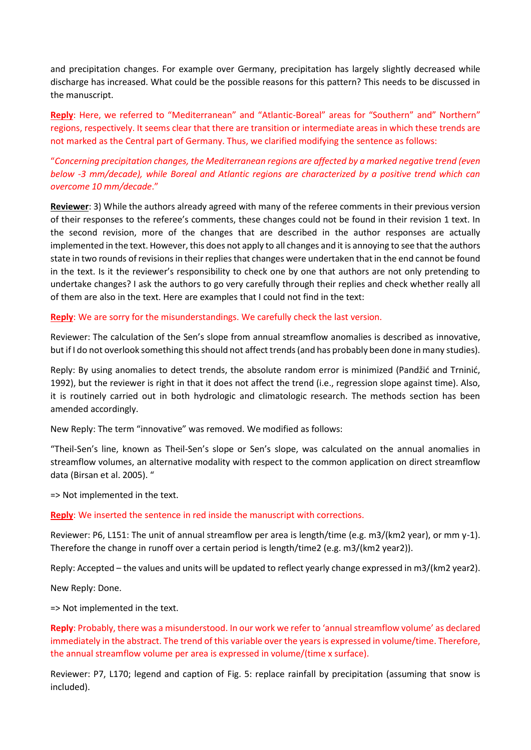and precipitation changes. For example over Germany, precipitation has largely slightly decreased while discharge has increased. What could be the possible reasons for this pattern? This needs to be discussed in the manuscript.

**Reply**: Here, we referred to "Mediterranean" and "Atlantic-Boreal" areas for "Southern" and" Northern" regions, respectively. It seems clear that there are transition or intermediate areas in which these trends are not marked as the Central part of Germany. Thus, we clarified modifying the sentence as follows:

"*Concerning precipitation changes, the Mediterranean regions are affected by a marked negative trend (even below -3 mm/decade), while Boreal and Atlantic regions are characterized by a positive trend which can overcome 10 mm/decade*."

**Reviewer**: 3) While the authors already agreed with many of the referee comments in their previous version of their responses to the referee's comments, these changes could not be found in their revision 1 text. In the second revision, more of the changes that are described in the author responses are actually implemented in the text. However, this does not apply to all changes and it is annoying to see that the authors state in two rounds of revisions in their replies that changes were undertaken that in the end cannot be found in the text. Is it the reviewer's responsibility to check one by one that authors are not only pretending to undertake changes? I ask the authors to go very carefully through their replies and check whether really all of them are also in the text. Here are examples that I could not find in the text:

**Reply**: We are sorry for the misunderstandings. We carefully check the last version.

Reviewer: The calculation of the Sen's slope from annual streamflow anomalies is described as innovative, but if I do not overlook something this should not affect trends (and has probably been done in many studies).

Reply: By using anomalies to detect trends, the absolute random error is minimized (Pandžić and Trninić, 1992), but the reviewer is right in that it does not affect the trend (i.e., regression slope against time). Also, it is routinely carried out in both hydrologic and climatologic research. The methods section has been amended accordingly.

New Reply: The term "innovative" was removed. We modified as follows:

"Theil-Sen's line, known as Theil-Sen's slope or Sen's slope, was calculated on the annual anomalies in streamflow volumes, an alternative modality with respect to the common application on direct streamflow data (Birsan et al. 2005). "

=> Not implemented in the text.

**Reply**: We inserted the sentence in red inside the manuscript with corrections.

Reviewer: P6, L151: The unit of annual streamflow per area is length/time (e.g. m3/(km2 year), or mm y-1). Therefore the change in runoff over a certain period is length/time2 (e.g. m3/(km2 year2)).

Reply: Accepted – the values and units will be updated to reflect yearly change expressed in m3/(km2 year2).

New Reply: Done.

=> Not implemented in the text.

**Reply**: Probably, there was a misunderstood. In our work we refer to 'annual streamflow volume' as declared immediately in the abstract. The trend of this variable over the years is expressed in volume/time. Therefore, the annual streamflow volume per area is expressed in volume/(time x surface).

Reviewer: P7, L170; legend and caption of Fig. 5: replace rainfall by precipitation (assuming that snow is included).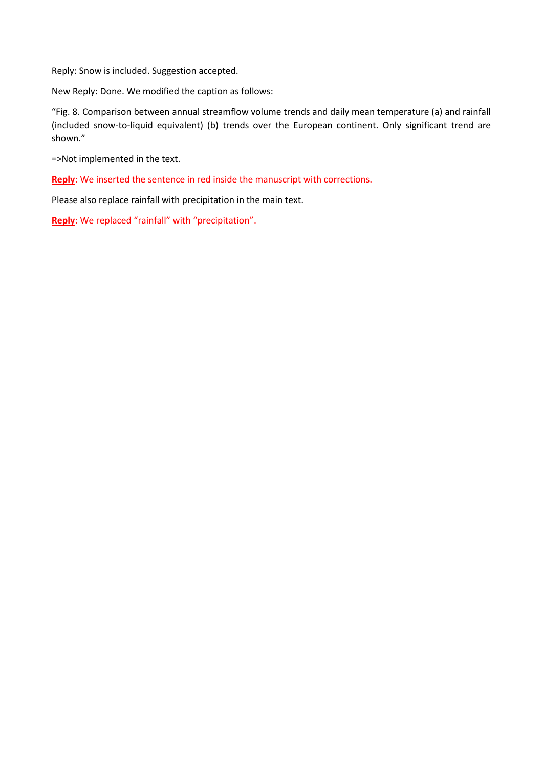Reply: Snow is included. Suggestion accepted.

New Reply: Done. We modified the caption as follows:

"Fig. 8. Comparison between annual streamflow volume trends and daily mean temperature (a) and rainfall (included snow-to-liquid equivalent) (b) trends over the European continent. Only significant trend are shown."

=>Not implemented in the text.

**Reply**: We inserted the sentence in red inside the manuscript with corrections.

Please also replace rainfall with precipitation in the main text.

**Reply**: We replaced "rainfall" with "precipitation".